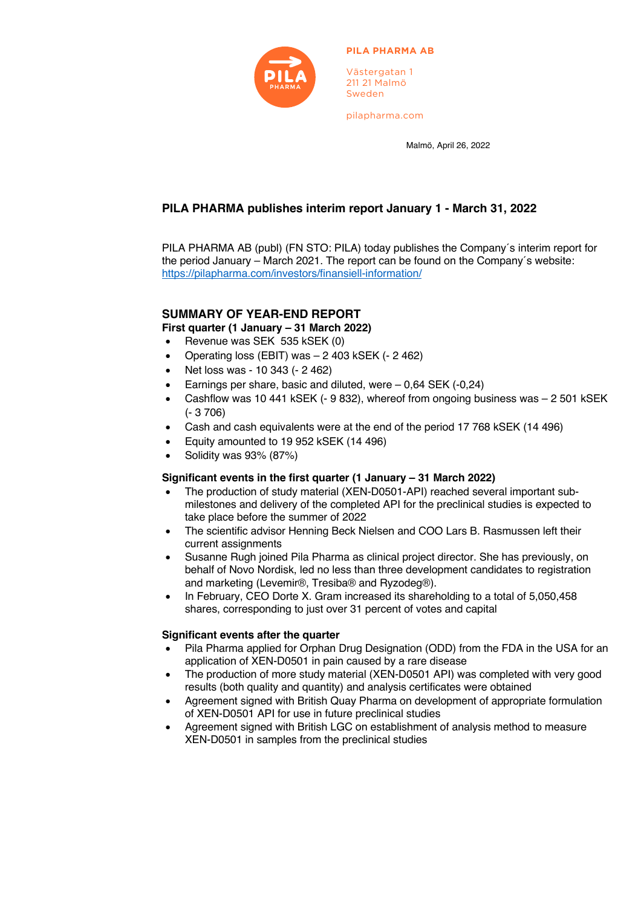**PILA PHARMA AB**

Västergatan 1
211 21 Malmö
Sweden

pilapharma.com

Malmö, April 26, 2022

## PILA PHARMA publishes interim report January 1 - March 31, 2022

PILA PHARMA AB (publ) (FN STO: PILA) today publishes the Company´s interim report for the period January – March 2021. The report can be found on the Company´s website: https://pilapharma.com/investors/finansiell-information/

### SUMMARY OF YEAR-END REPORT

**First quarter (1 January – 31 March 2022)**

- Revenue was SEK 535 kSEK (0)
- Operating loss (EBIT) was – 2 403 kSEK (- 2 462)
- Net loss was - 10 343 (- 2 462)
- Earnings per share, basic and diluted, were – 0,64 SEK (-0,24)
- Cashflow was 10 441 kSEK (- 9 832), whereof from ongoing business was – 2 501 kSEK (- 3 706)
- Cash and cash equivalents were at the end of the period 17 768 kSEK (14 496)
- Equity amounted to 19 952 kSEK (14 496)
- Solidity was 93% (87%)

**Significant events in the first quarter (1 January – 31 March 2022)**

- The production of study material (XEN-D0501-API) reached several important sub-milestones and delivery of the completed API for the preclinical studies is expected to take place before the summer of 2022
- The scientific advisor Henning Beck Nielsen and COO Lars B. Rasmussen left their current assignments
- Susanne Rugh joined Pila Pharma as clinical project director. She has previously, on behalf of Novo Nordisk, led no less than three development candidates to registration and marketing (Levemir®, Tresiba® and Ryzodeg®).
- In February, CEO Dorte X. Gram increased its shareholding to a total of 5,050,458 shares, corresponding to just over 31 percent of votes and capital

**Significant events after the quarter**

- Pila Pharma applied for Orphan Drug Designation (ODD) from the FDA in the USA for an application of XEN-D0501 in pain caused by a rare disease
- The production of more study material (XEN-D0501 API) was completed with very good results (both quality and quantity) and analysis certificates were obtained
- Agreement signed with British Quay Pharma on development of appropriate formulation of XEN-D0501 API for use in future preclinical studies
- Agreement signed with British LGC on establishment of analysis method to measure XEN-D0501 in samples from the preclinical studies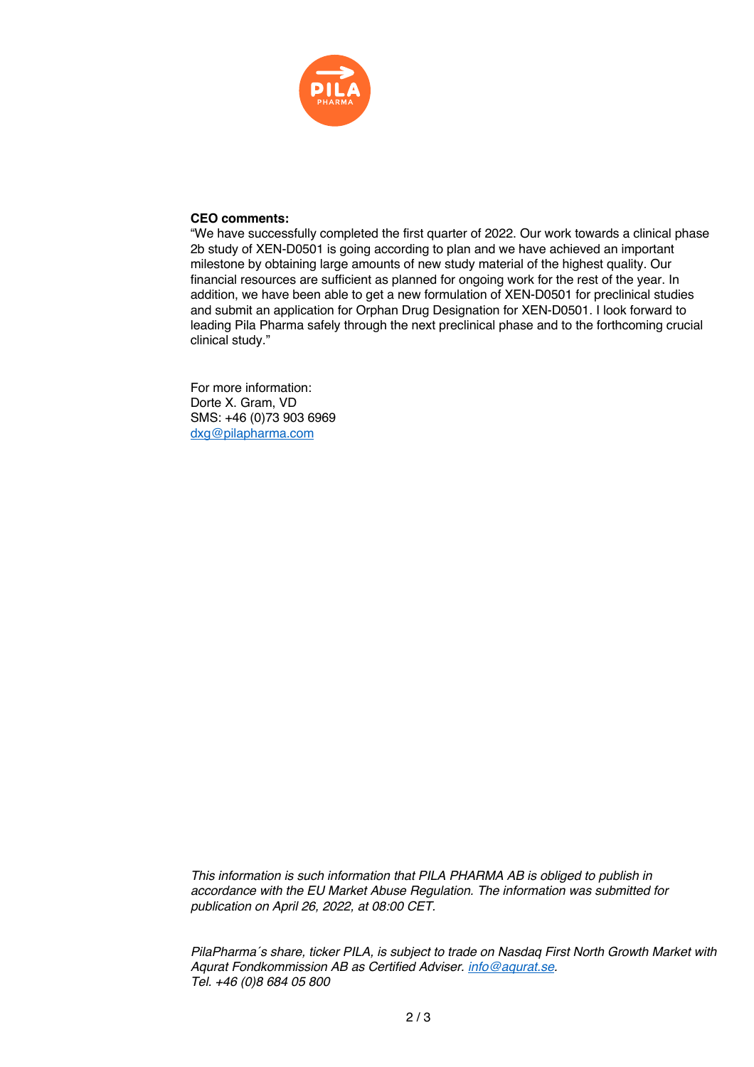**CEO comments:**

"We have successfully completed the first quarter of 2022. Our work towards a clinical phase 2b study of XEN-D0501 is going according to plan and we have achieved an important milestone by obtaining large amounts of new study material of the highest quality. Our financial resources are sufficient as planned for ongoing work for the rest of the year. In addition, we have been able to get a new formulation of XEN-D0501 for preclinical studies and submit an application for Orphan Drug Designation for XEN-D0501. I look forward to leading Pila Pharma safely through the next preclinical phase and to the forthcoming crucial clinical study."

For more information:
Dorte X. Gram, VD
SMS: +46 (0)73 903 6969
dxg@pilapharma.com

*This information is such information that PILA PHARMA AB is obliged to publish in accordance with the EU Market Abuse Regulation. The information was submitted for publication on April 26, 2022, at 08:00 CET.*

*PilaPharma´s share, ticker PILA, is subject to trade on Nasdaq First North Growth Market with Aqurat Fondkommission AB as Certified Adviser. info@aqurat.se.*
*Tel. +46 (0)8 684 05 800*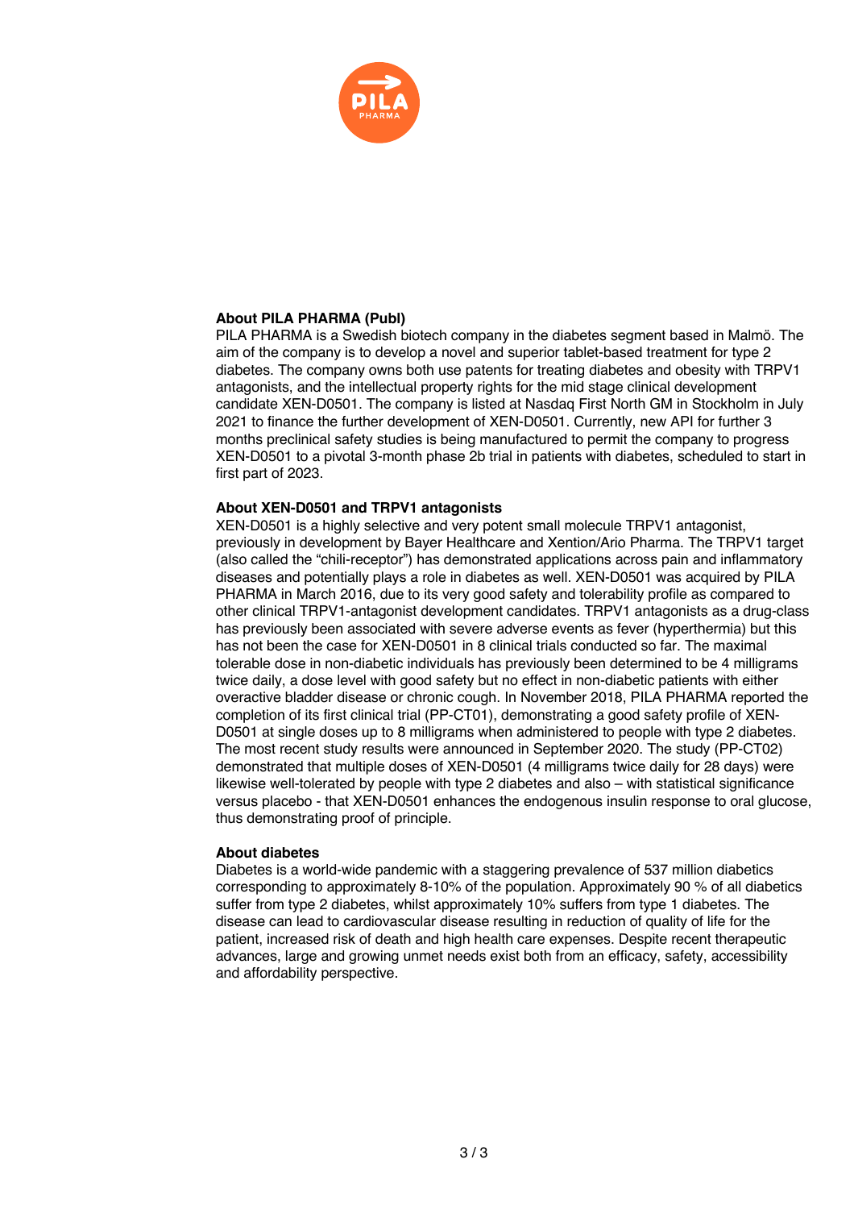**About PILA PHARMA (Publ)**
PILA PHARMA is a Swedish biotech company in the diabetes segment based in Malmö. The aim of the company is to develop a novel and superior tablet-based treatment for type 2 diabetes. The company owns both use patents for treating diabetes and obesity with TRPV1 antagonists, and the intellectual property rights for the mid stage clinical development candidate XEN-D0501. The company is listed at Nasdaq First North GM in Stockholm in July 2021 to finance the further development of XEN-D0501. Currently, new API for further 3 months preclinical safety studies is being manufactured to permit the company to progress XEN-D0501 to a pivotal 3-month phase 2b trial in patients with diabetes, scheduled to start in first part of 2023.

**About XEN-D0501 and TRPV1 antagonists**
XEN-D0501 is a highly selective and very potent small molecule TRPV1 antagonist, previously in development by Bayer Healthcare and Xention/Ario Pharma. The TRPV1 target (also called the "chili-receptor") has demonstrated applications across pain and inflammatory diseases and potentially plays a role in diabetes as well. XEN-D0501 was acquired by PILA PHARMA in March 2016, due to its very good safety and tolerability profile as compared to other clinical TRPV1-antagonist development candidates. TRPV1 antagonists as a drug-class has previously been associated with severe adverse events as fever (hyperthermia) but this has not been the case for XEN-D0501 in 8 clinical trials conducted so far. The maximal tolerable dose in non-diabetic individuals has previously been determined to be 4 milligrams twice daily, a dose level with good safety but no effect in non-diabetic patients with either overactive bladder disease or chronic cough. In November 2018, PILA PHARMA reported the completion of its first clinical trial (PP-CT01), demonstrating a good safety profile of XEN-D0501 at single doses up to 8 milligrams when administered to people with type 2 diabetes. The most recent study results were announced in September 2020. The study (PP-CT02) demonstrated that multiple doses of XEN-D0501 (4 milligrams twice daily for 28 days) were likewise well-tolerated by people with type 2 diabetes and also – with statistical significance versus placebo - that XEN-D0501 enhances the endogenous insulin response to oral glucose, thus demonstrating proof of principle.

**About diabetes**
Diabetes is a world-wide pandemic with a staggering prevalence of 537 million diabetics corresponding to approximately 8-10% of the population. Approximately 90 % of all diabetics suffer from type 2 diabetes, whilst approximately 10% suffers from type 1 diabetes. The disease can lead to cardiovascular disease resulting in reduction of quality of life for the patient, increased risk of death and high health care expenses. Despite recent therapeutic advances, large and growing unmet needs exist both from an efficacy, safety, accessibility and affordability perspective.